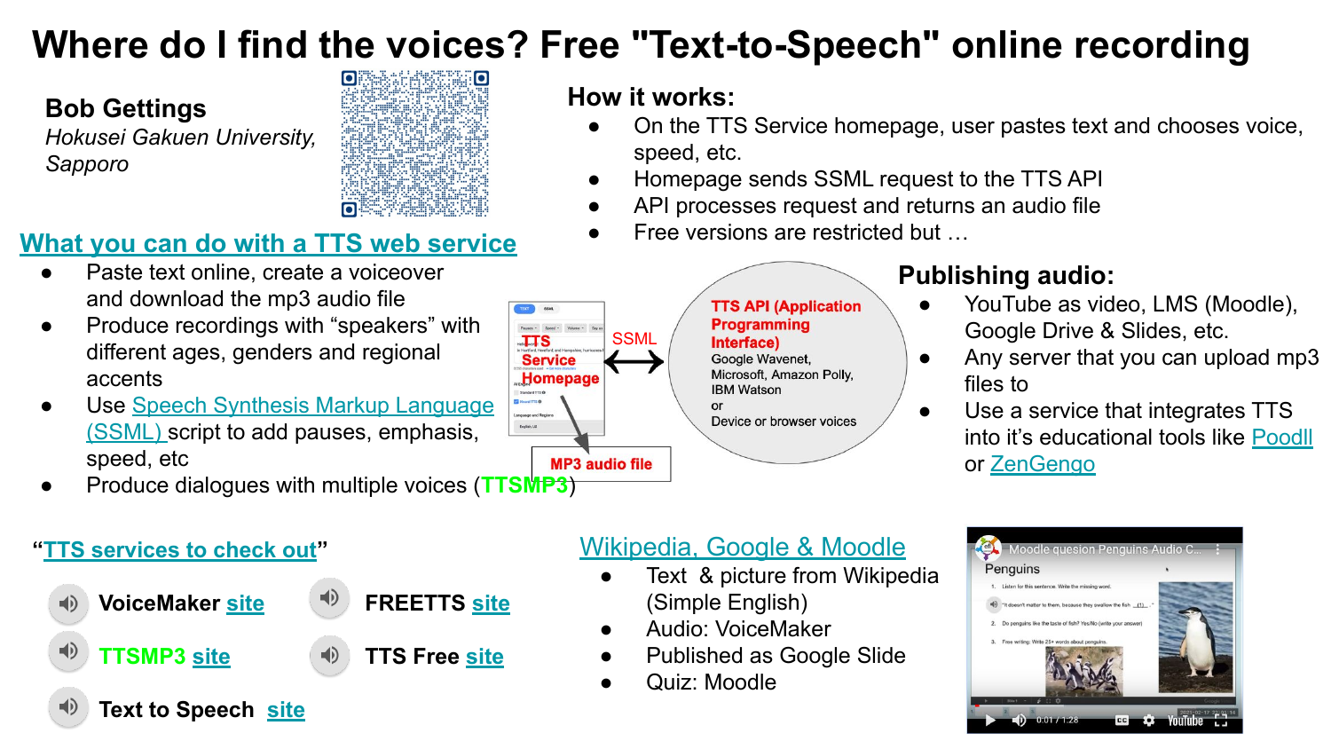# Where do I find the voices? Free "Text-to-Speech" online recording

**Bob Gettings**
*Hokusei Gakuen University, Sapporo*

## What you can do with a TTS web service

- Paste text online, create a voiceover and download the mp3 audio file
- Produce recordings with "speakers" with different ages, genders and regional accents
- Use Speech Synthesis Markup Language (SSML) script to add pauses, emphasis, speed, etc
- Produce dialogues with multiple voices (**TTSMP3**)

## How it works:

- On the TTS Service homepage, user pastes text and chooses voice, speed, etc.
- Homepage sends SSML request to the TTS API
- API processes request and returns an audio file
- Free versions are restricted but …

TTS Service Homepage ⟷ SSML ⟷ **TTS API (Application Programming Interface)** Google Wavenet, Microsoft, Amazon Polly, IBM Watson or Device or browser voices

**MP3 audio file**

## Publishing audio:

- YouTube as video, LMS (Moodle), Google Drive & Slides, etc.
- Any server that you can upload mp3 files to
- Use a service that integrates TTS into it's educational tools like Poodll or ZenGengo

## "TTS services to check out"

- **VoiceMaker** site
- **FREETTS** site
- **TTSMP3** site
- **TTS Free** site
- **Text to Speech** site

## Wikipedia, Google & Moodle

- Text & picture from Wikipedia (Simple English)
- Audio: VoiceMaker
- Published as Google Slide
- Quiz: Moodle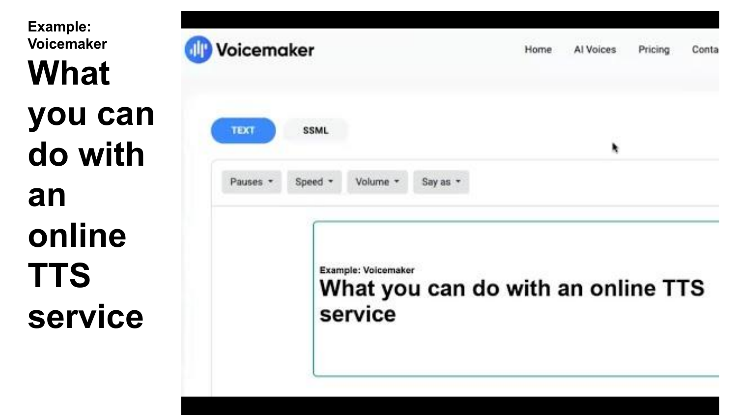Example: Voicemaker

# What you can do with an online TTS service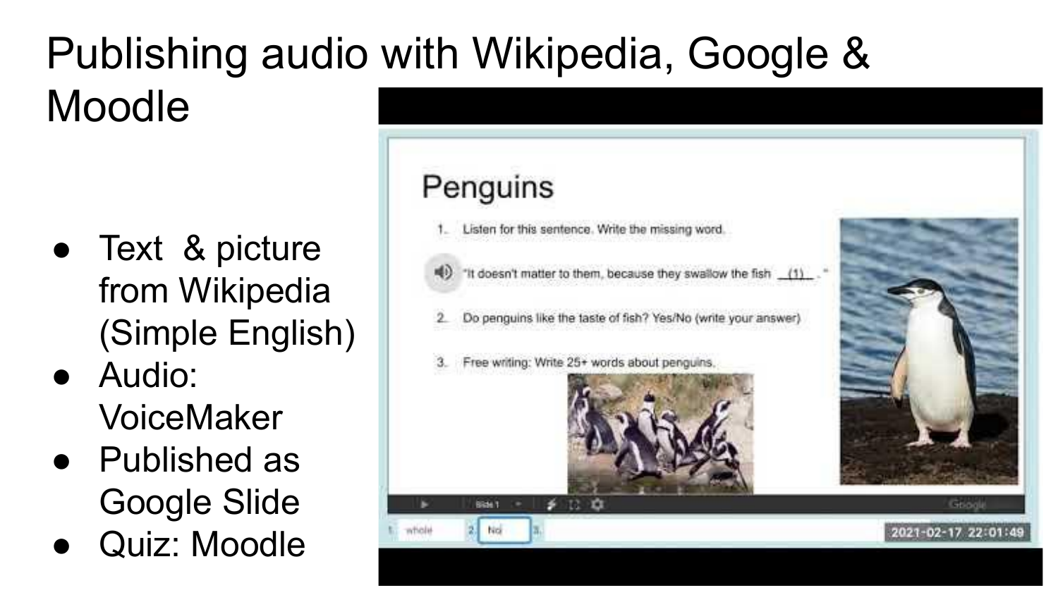# Publishing audio with Wikipedia, Google & Moodle

- Text & picture from Wikipedia (Simple English)
- Audio: VoiceMaker
- Published as Google Slide
- Quiz: Moodle

## Penguins

1. Listen for this sentence. Write the missing word.

   "It doesn't matter to them, because they swallow the fish __(1)__."

2. Do penguins like the taste of fish? Yes/No (write your answer)

3. Free writing: Write 25+ words about penguins.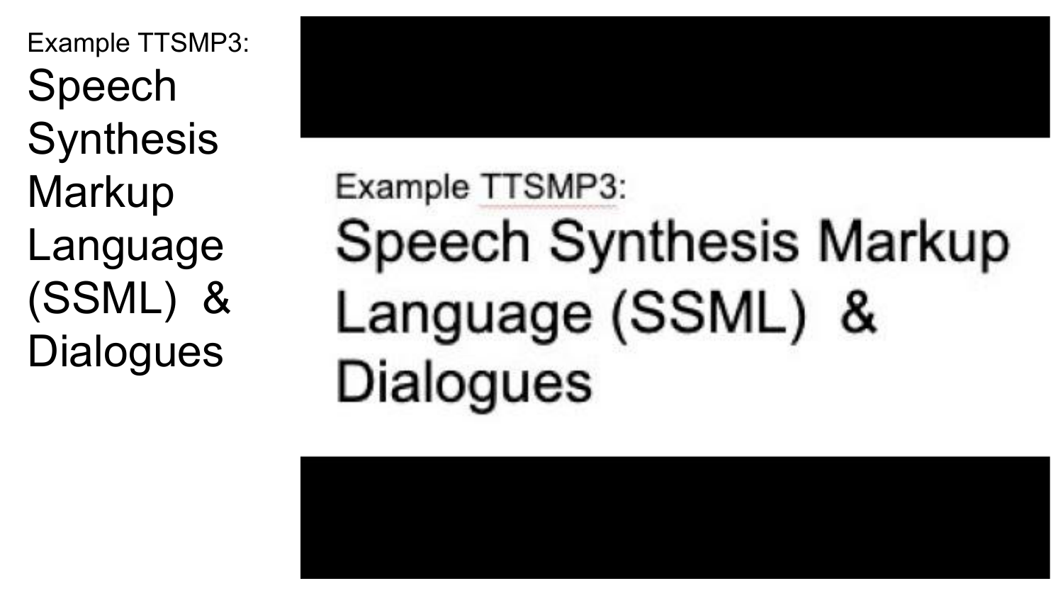Example TTSMP3:

# Speech Synthesis Markup Language (SSML) & Dialogues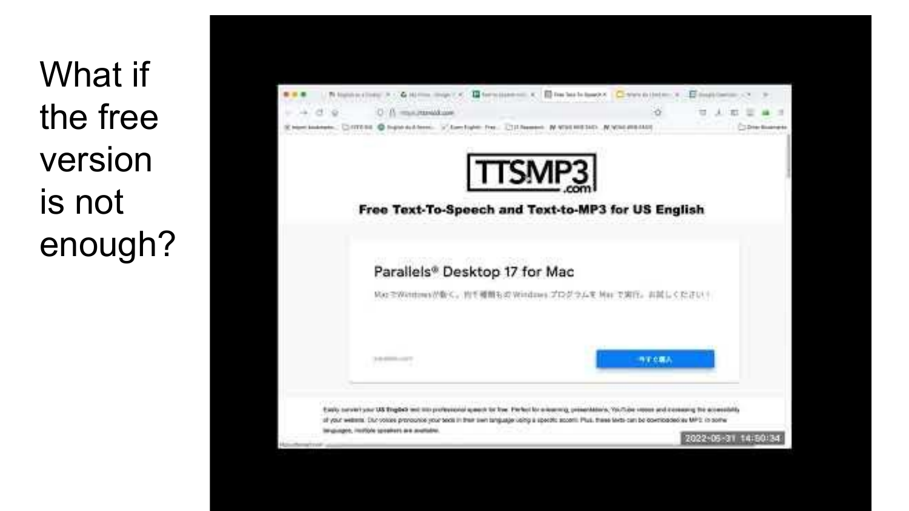What if the free version is not enough?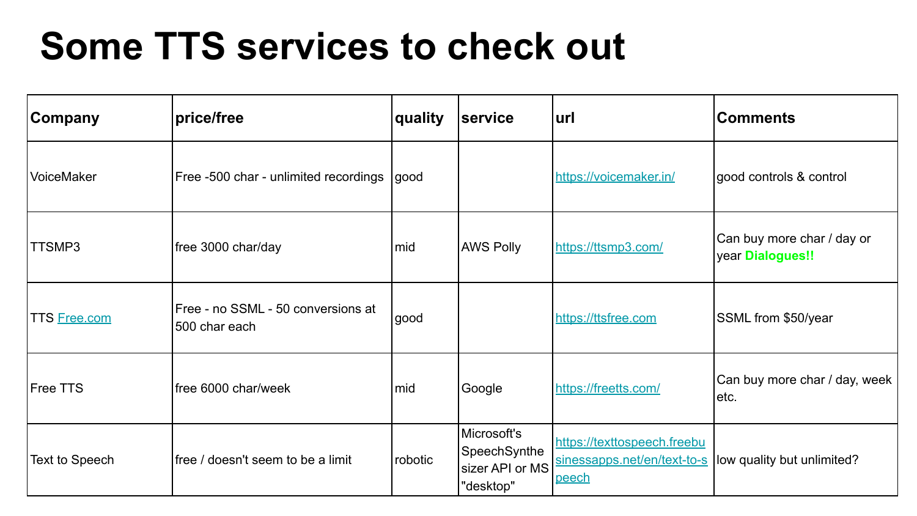# Some TTS services to check out

| Company | price/free | quality | service | url | Comments |
| --- | --- | --- | --- | --- | --- |
| VoiceMaker | Free -500 char - unlimited recordings | good | | https://voicemaker.in/ | good controls & control |
| TTSMP3 | free 3000 char/day | mid | AWS Polly | https://ttsmp3.com/ | Can buy more char / day or year **Dialogues!!** |
| TTS Free.com | Free - no SSML - 50 conversions at 500 char each | good | | https://ttsfree.com | SSML from $50/year |
| Free TTS | free 6000 char/week | mid | Google | https://freetts.com/ | Can buy more char / day, week etc. |
| Text to Speech | free / doesn't seem to be a limit | robotic | Microsoft's SpeechSynthesizer API or MS "desktop" | https://texttospeech.freebusinessapps.net/en/text-to-speech | low quality but unlimited? |